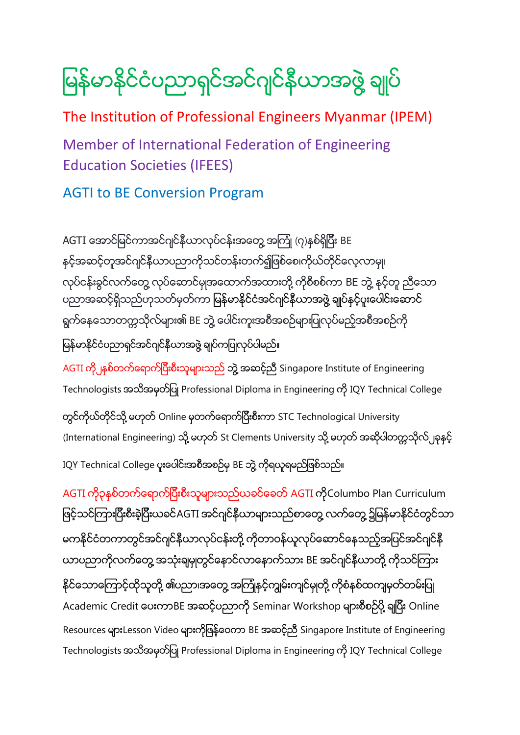# မြန်မာနိုင်ငံပညာရှင်အင်ဂျင်နီယာအဖွဲ့ ချုပ်

The Institution of Professional Engineers Myanmar (IPEM)

Member of International Federation of Engineering Education Societies (IFEES)

AGTI to BE Conversion Program

AGTI အောင်မြင်ကာအင်ဂျင်နီယာလုပ်ငန်းအတွေ့ အကြုံ (၇)နှစ်ရှိပြီး BE နှင့်အဆင့်တူအင်ဂျင်နီယာပညာကိုသင်တန်းတက်၍ဖြစ်စေ၊ကိုယ်တိုင်လေ့လာမှု၊ လုပ်ငန်းခွင်လက်တွေ့ လုပ်ဆောင်မှုအထောက်အထားတို့ ကိုစိစစ်ကာ BE ဘွဲ့ နှင့်တူ ညီသော ပညာအဆင့်ရှိသည်ဟုသတ်မှတ်ကာ မြန်မာနိုင်ငံအင်ဂျင်နီယာအဖွဲ့ ချုပ်နှင့်ပူးပေါင်းဆောင် ရွက်နေသောတက္ကသိုလ်များ၏ BE ဘွဲ့ ပေါင်းကူးအစီအစဉ်များပြုလုပ်မည့်အစီအစဉ်ကို မြန်မာနိုင်ငံပညာရှင်အင်ဂျင်နီယာအဖွဲ့ ချုပ်ကပြုလုပ်ပါမည်။

AGTI ကို၂နှစ်တက်ရောက်ပြီးစီးသူများသည် ဘွဲ့ အဆင့်ညီ Singapore Institute of Engineering Technologists အသိအမှတ်ပြု Professional Diploma in Engineering ကို IQY Technical College တွင်ကိုယ်တိုင်သို့ မဟုတ် Online မှတက်ရောက်ပြီးစီးကာ STC Technological University (International Engineering) သို့ မဟုတ် St Clements University သို့ မဟုတ် အဆိုပါတက္ကသိုလ်၂ခုနှင့် IQY Technical College ပူးပေါင်းအစီအစဉ်မှ BE ဘွဲ့ ကိုရယူရမည်ဖြစ်သည်။

AGTI ကို၃နှစ်တက်ရောက်ပြီးစီးသူများသည်ယခင်ခေတ် AGTI ကိုColumbo Plan Curriculum ဖြင့်သင်ကြားပြီးစီးခဲ့ပြီးယခင်AGTI အင်ဂျင်နီယာများသည်စာတွေ့ လက်တွေ့ ၌မြန်မာနိုင်ငံတွင်သာ မကနိုင်ငံတကာတွင်အင်ဂျင်နီယာလုပ်ငန်းတို့ ကိုတာဝန်ယူလုပ်ဆောင်နေသည့်အပြင်အင်ဂျင်နီ ယာပညာကိုလက်တွေ့ အသုံးချမှုတွင်နောင်လာနောက်သား BE အင်ဂျင်နီယာတို့ ကိုသင်ကြား နိုင်သောကြောင့်ထိုသူတို့ ၏ပညာအတွေ့ အကြုံနှင့်ကျွမ်းကျင်မှုတို့ ကိုစံနှစ်ထကျမှတ်တမ်းပြု Academic Credit ပေးကာBE အဆင့်ပညာကို Seminar Workshop များစီစဉ်ပို့ ချပြီး Online Resources များLesson Video များကိုဖြန့်ဝေကာ BE အဆင့်ညီ Singapore Institute of Engineering Technologists အသိအမှတ်ပြု Professional Diploma in Engineering ကို IQY Technical College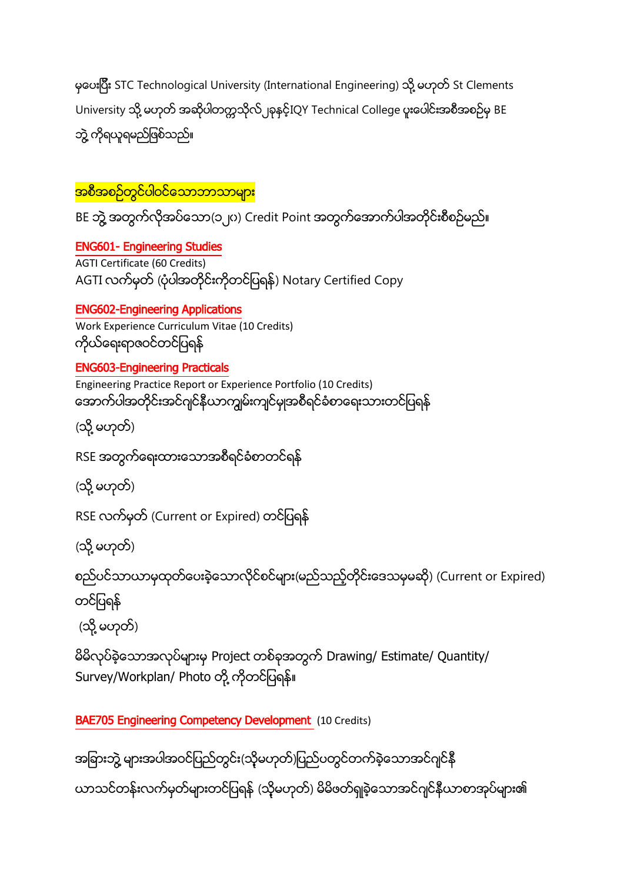မှပေးပြီး STC Technological University (International Engineering) သို့ မဟုတ် St Clements University သို့ မဟုတ် အဆိုပါတက္ကသိုလ်၂ခုနှင့်IQY Technical College ပူးပေါင်းအစီအစဉ်မှ BE ဘွဲ့ ကိုရယူရမည်ဖြစ်သည်။

## အစီအစဉ်တွင်ပါဝင်သောဘာသာများ

BE ဘွဲ့ အတွက်လိုအပ်သော(၁၂၀) Credit Point အတွက်အောက်ပါအတိုင်းစီစဉ်မည်။

### ENG601- Engineering Studies

AGTI Certificate (60 Credits)

AGTI လက်မှတ် (ပုံပါအတိုင်းကိုတင်ပြရန်) Notary Certified Copy

### ENG602-Engineering Applications

Work Experience Curriculum Vitae (10 Credits)

ကိုယ်ရေးရာဇဝင်တင်ပြရန်

### ENG603-Engineering Practicals

Engineering Practice Report or Experience Portfolio (10 Credits)

အောက်ပါအတိုင်းအင်ဂျင်နီယာကျွမ်းကျင်မှုအစီရင်ခံစာရေးသားတင်ပြရန်

(သို့ မဟုတ်)

RSE အတွက်ရေးထားသောအစီရင်ခံစာတင်ရန်

(သို့ မဟုတ်)

RSE လက်မှတ် (Current or Expired) တင်ပြရန်

(သို့ မဟုတ်)

စည်ပင်သာယာမှထုတ်ပေးခဲ့သောလိုင်စင်များ(မည်သည့်တိုင်းဒေသမှမဆို) (Current or Expired) တင်ပြရန်

(သို့ မဟုတ်)

မိမိလုပ်ခဲ့သောအလုပ်များမှ Project တစ်ခုအတွက် Drawing/ Estimate/ Quantity/ Survey/Workplan/ Photo တို့ ကိုတင်ပြရန်။

### BAE705 Engineering Competency Development (10 Credits)

အခြားဘွဲ့ များအပါအဝင်ပြည်တွင်း(သို့မဟုတ်)ပြည်ပတွင်တက်ခဲ့သောအင်ဂျင်နီယာသင်တန်းလက်မှတ်များတင်ပြရန် (သို့မဟုတ်) မိမိဖတ်ရှုခဲ့သောအင်ဂျင်နီယာစာအုပ်များ၏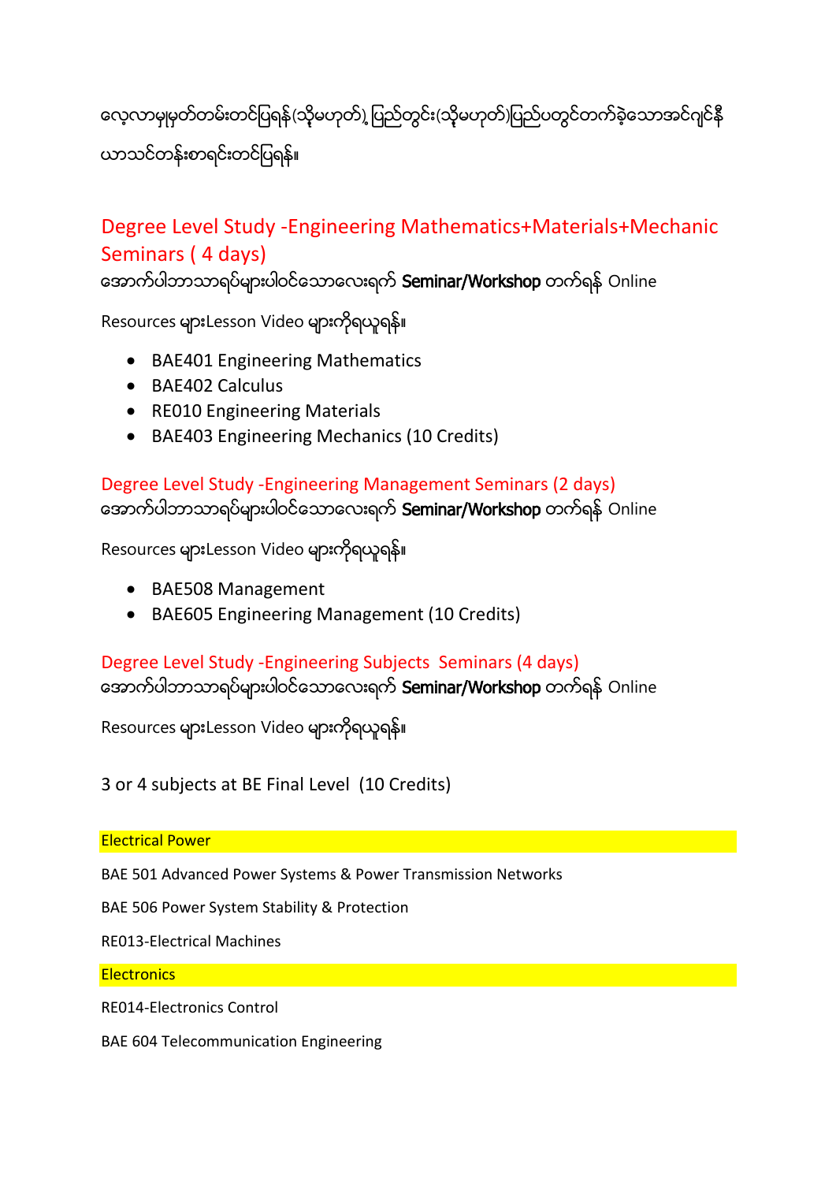လေ့လာမှုမှတ်တမ်းတင်ပြရန်(သို့မဟုတ်) ပြည်တွင်း(သို့မဟုတ်)ပြည်ပတွင်တက်ခဲ့သောအင်ဂျင်နီယာသင်တန်းစာရင်းတင်ပြရန်။

## Degree Level Study -Engineering Mathematics+Materials+Mechanic Seminars ( 4 days)

အောက်ပါဘာသာရပ်များပါဝင်သောလေးရက် **Seminar/Workshop** တက်ရန် Online

Resources များLesson Video များကိုရယူရန်။

- BAE401 Engineering Mathematics
- BAE402 Calculus
- RE010 Engineering Materials
- BAE403 Engineering Mechanics (10 Credits)

## Degree Level Study -Engineering Management Seminars (2 days)

အောက်ပါဘာသာရပ်များပါဝင်သောလေးရက် **Seminar/Workshop** တက်ရန် Online

Resources များLesson Video များကိုရယူရန်။

- BAE508 Management
- BAE605 Engineering Management (10 Credits)

## Degree Level Study -Engineering Subjects Seminars (4 days)

အောက်ပါဘာသာရပ်များပါဝင်သောလေးရက် **Seminar/Workshop** တက်ရန် Online

Resources များLesson Video များကိုရယူရန်။

3 or 4 subjects at BE Final Level (10 Credits)

**Electrical Power**

BAE 501 Advanced Power Systems & Power Transmission Networks

BAE 506 Power System Stability & Protection

RE013-Electrical Machines

**Electronics**

RE014-Electronics Control

BAE 604 Telecommunication Engineering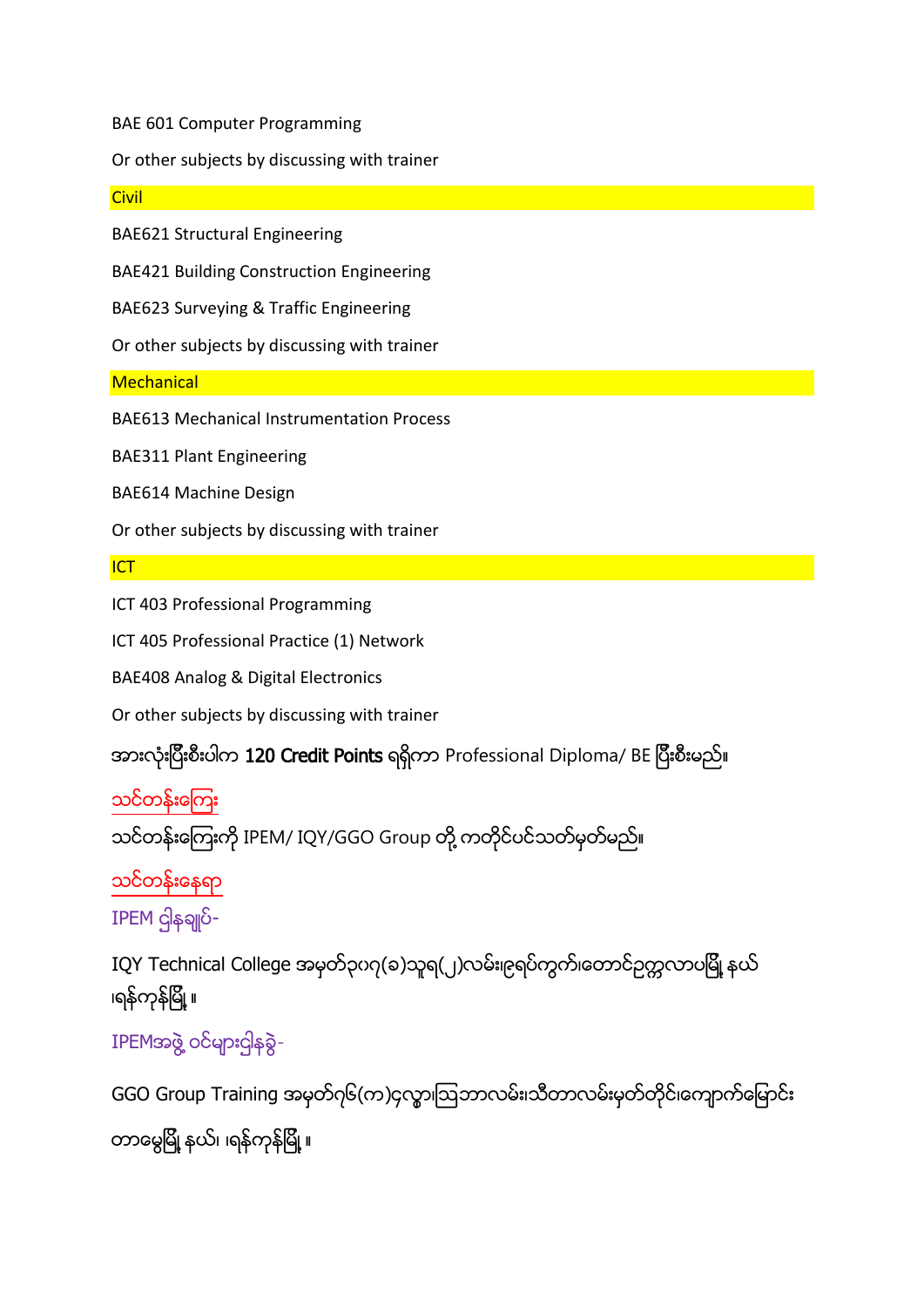BAE 601 Computer Programming

Or other subjects by discussing with trainer

### Civil

BAE621 Structural Engineering

BAE421 Building Construction Engineering

BAE623 Surveying & Traffic Engineering

Or other subjects by discussing with trainer

### Mechanical

BAE613 Mechanical Instrumentation Process

BAE311 Plant Engineering

BAE614 Machine Design

Or other subjects by discussing with trainer

### ICT

ICT 403 Professional Programming

ICT 405 Professional Practice (1) Network

BAE408 Analog & Digital Electronics

Or other subjects by discussing with trainer

အားလုံးပြီးစီးပါက **120 Credit Points** ရရှိကာ Professional Diploma/ BE ပြီးစီးမည်။

## သင်တန်းကြေး

သင်တန်းကြေးကို IPEM/ IQY/GGO Group တို့ ကတိုင်ပင်သတ်မှတ်မည်။

## သင်တန်းနေရာ

IPEM ဌါနချုပ်-

IQY Technical College အမှတ်၃၀၇(ခ)သူရ(၂)လမ်း၊ဇရပ်ကွက်၊တောင်ဥက္ကလာပမြို့ နယ် ၊ရန်ကုန်မြို့ ။

IPEMအဖွဲ့ ဝင်များဌါနခွဲ-

GGO Group Training အမှတ်၇၆(က)၄လွှာ၊ဩဘာလမ်း၊သီတာလမ်းမှတ်တိုင်၊ကျောက်မြောင်း

တာမွေမြို့ နယ်၊ ၊ရန်ကုန်မြို့ ။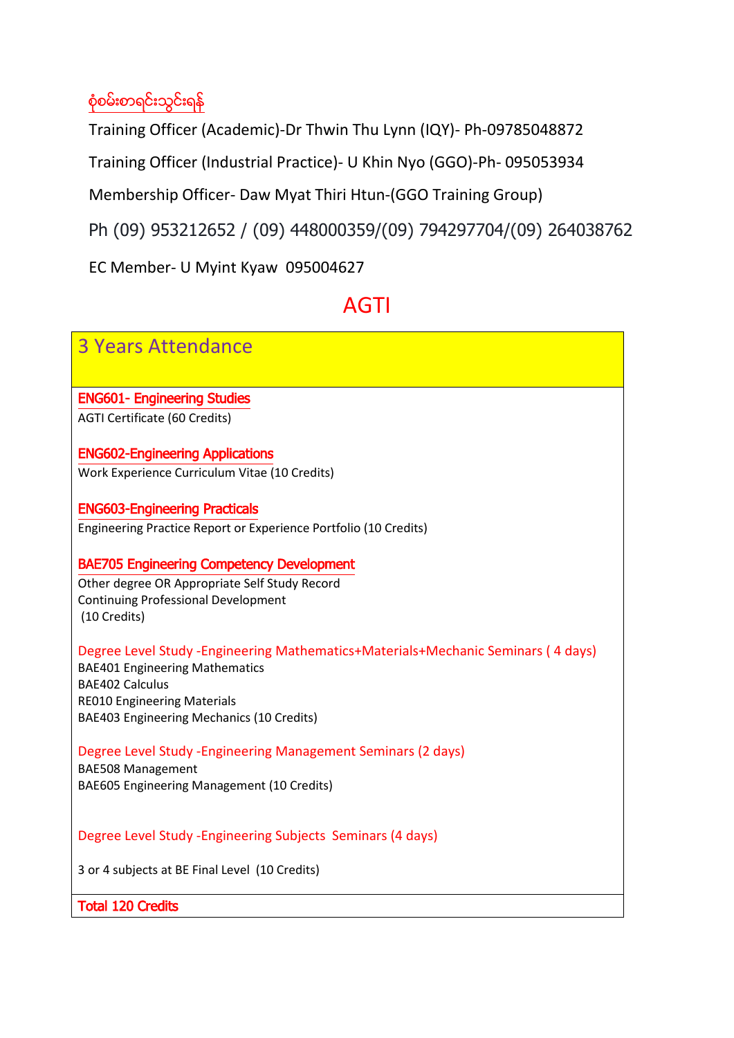စုံစမ်းစာရင်းသွင်းရန်

Training Officer (Academic)-Dr Thwin Thu Lynn (IQY)- Ph-09785048872

Training Officer (Industrial Practice)- U Khin Nyo (GGO)-Ph- 095053934

Membership Officer- Daw Myat Thiri Htun-(GGO Training Group)

Ph (09) 953212652 / (09) 448000359/(09) 794297704/(09) 264038762

EC Member- U Myint Kyaw 095004627

# AGTI

## 3 Years Attendance

**ENG601- Engineering Studies**
AGTI Certificate (60 Credits)

**ENG602-Engineering Applications**
Work Experience Curriculum Vitae (10 Credits)

**ENG603-Engineering Practicals**
Engineering Practice Report or Experience Portfolio (10 Credits)

**BAE705 Engineering Competency Development**
Other degree OR Appropriate Self Study Record
Continuing Professional Development
(10 Credits)

Degree Level Study -Engineering Mathematics+Materials+Mechanic Seminars ( 4 days)
BAE401 Engineering Mathematics
BAE402 Calculus
RE010 Engineering Materials
BAE403 Engineering Mechanics (10 Credits)

Degree Level Study -Engineering Management Seminars (2 days)
BAE508 Management
BAE605 Engineering Management (10 Credits)

Degree Level Study -Engineering Subjects Seminars (4 days)

3 or 4 subjects at BE Final Level (10 Credits)

**Total 120 Credits**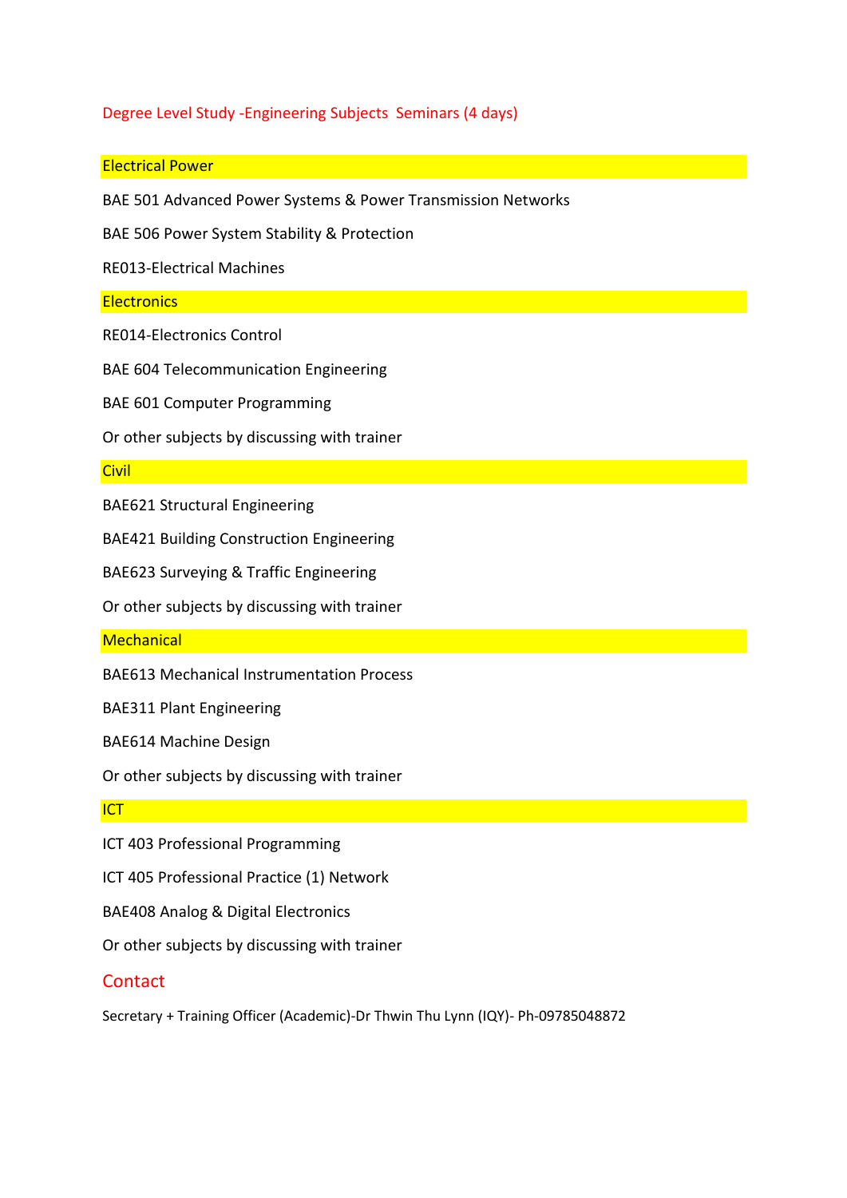## Degree Level Study -Engineering Subjects Seminars (4 days)

### Electrical Power

BAE 501 Advanced Power Systems & Power Transmission Networks

BAE 506 Power System Stability & Protection

RE013-Electrical Machines

### Electronics

RE014-Electronics Control

BAE 604 Telecommunication Engineering

BAE 601 Computer Programming

Or other subjects by discussing with trainer

### Civil

BAE621 Structural Engineering

BAE421 Building Construction Engineering

BAE623 Surveying & Traffic Engineering

Or other subjects by discussing with trainer

### Mechanical

BAE613 Mechanical Instrumentation Process

BAE311 Plant Engineering

BAE614 Machine Design

Or other subjects by discussing with trainer

### ICT

ICT 403 Professional Programming

ICT 405 Professional Practice (1) Network

BAE408 Analog & Digital Electronics

Or other subjects by discussing with trainer

## Contact

Secretary + Training Officer (Academic)-Dr Thwin Thu Lynn (IQY)- Ph-09785048872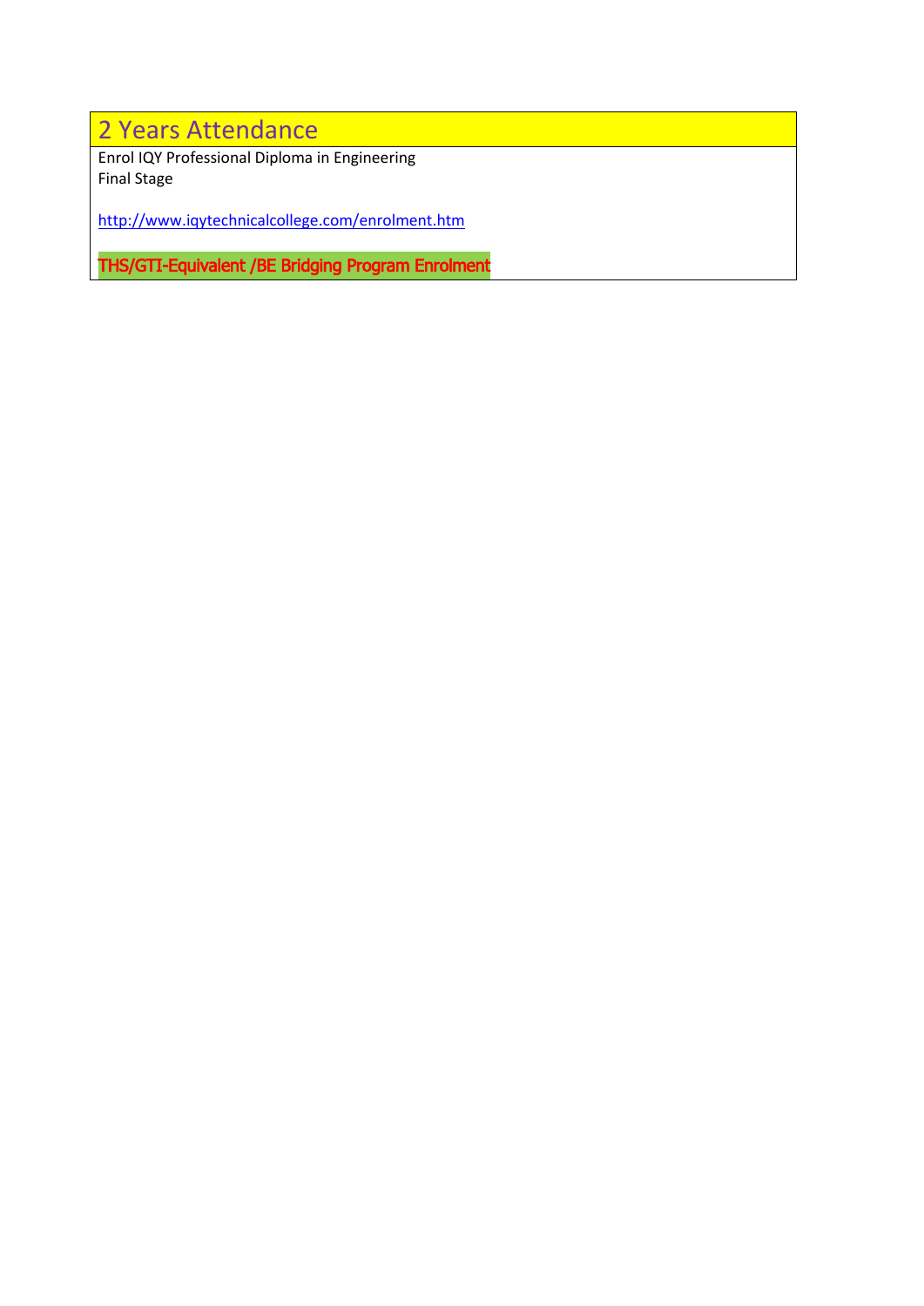## 2 Years Attendance

Enrol IQY Professional Diploma in Engineering
Final Stage

http://www.iqytechnicalcollege.com/enrolment.htm

**THS/GTI-Equivalent /BE Bridging Program Enrolment**